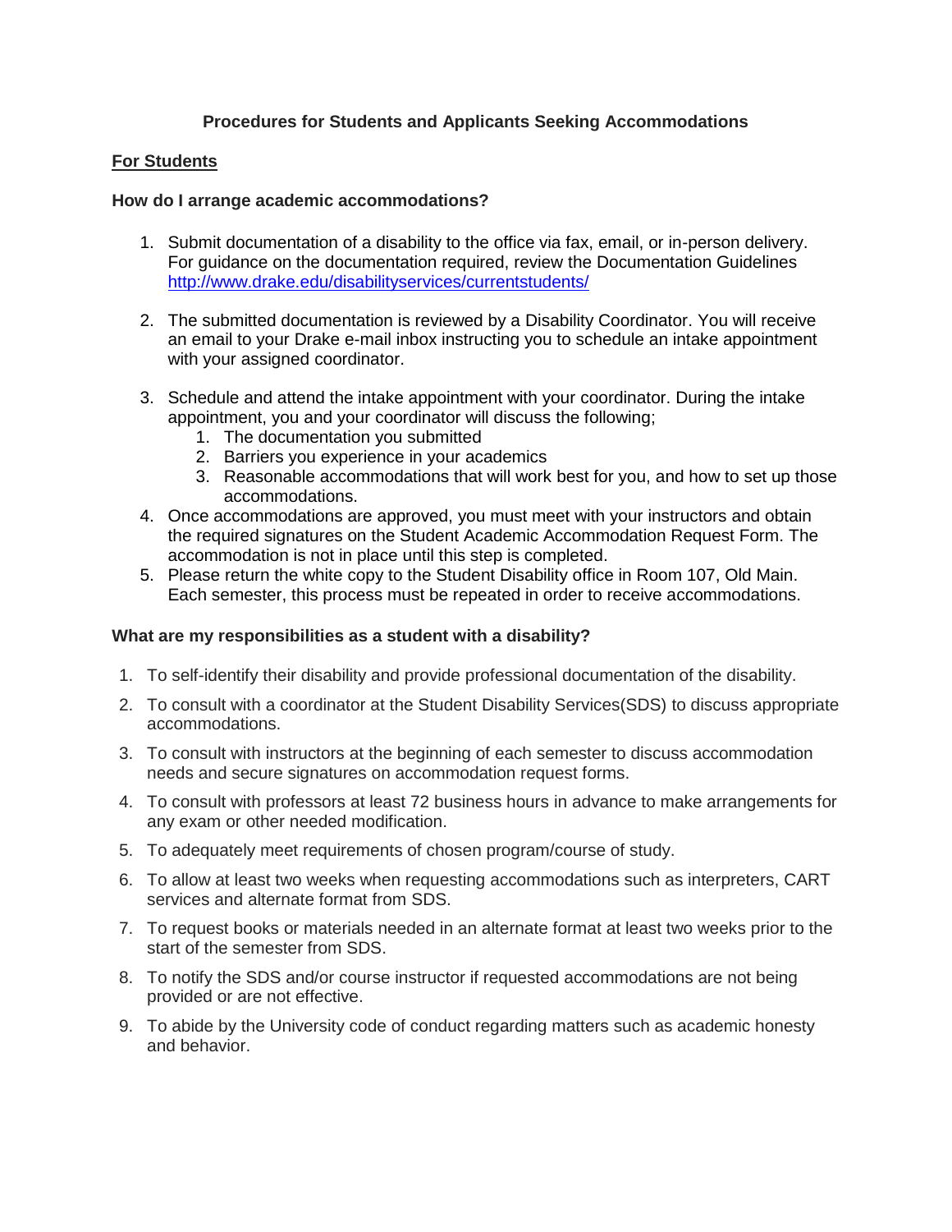# Procedures for Students and Applicants Seeking Accommodations

## For Students

### How do I arrange academic accommodations?

1. Submit documentation of a disability to the office via fax, email, or in-person delivery. For guidance on the documentation required, review the Documentation Guidelines http://www.drake.edu/disabilityservices/currentstudents/

2. The submitted documentation is reviewed by a Disability Coordinator. You will receive an email to your Drake e-mail inbox instructing you to schedule an intake appointment with your assigned coordinator.

3. Schedule and attend the intake appointment with your coordinator. During the intake appointment, you and your coordinator will discuss the following;
    1. The documentation you submitted
    2. Barriers you experience in your academics
    3. Reasonable accommodations that will work best for you, and how to set up those accommodations.
4. Once accommodations are approved, you must meet with your instructors and obtain the required signatures on the Student Academic Accommodation Request Form. The accommodation is not in place until this step is completed.
5. Please return the white copy to the Student Disability office in Room 107, Old Main. Each semester, this process must be repeated in order to receive accommodations.

### What are my responsibilities as a student with a disability?

1. To self-identify their disability and provide professional documentation of the disability.
2. To consult with a coordinator at the Student Disability Services(SDS) to discuss appropriate accommodations.
3. To consult with instructors at the beginning of each semester to discuss accommodation needs and secure signatures on accommodation request forms.
4. To consult with professors at least 72 business hours in advance to make arrangements for any exam or other needed modification.
5. To adequately meet requirements of chosen program/course of study.
6. To allow at least two weeks when requesting accommodations such as interpreters, CART services and alternate format from SDS.
7. To request books or materials needed in an alternate format at least two weeks prior to the start of the semester from SDS.
8. To notify the SDS and/or course instructor if requested accommodations are not being provided or are not effective.
9. To abide by the University code of conduct regarding matters such as academic honesty and behavior.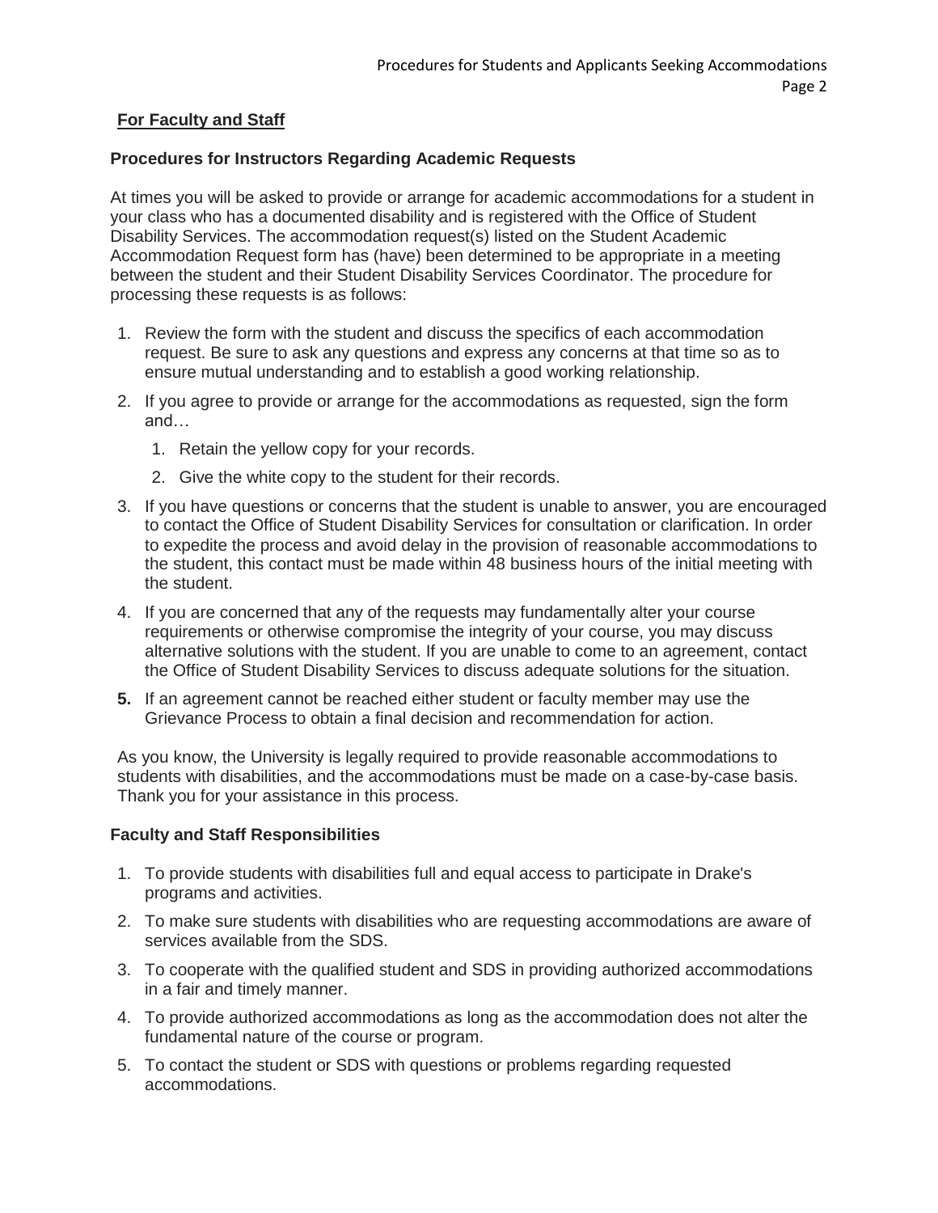## For Faculty and Staff

### Procedures for Instructors Regarding Academic Requests

At times you will be asked to provide or arrange for academic accommodations for a student in your class who has a documented disability and is registered with the Office of Student Disability Services. The accommodation request(s) listed on the Student Academic Accommodation Request form has (have) been determined to be appropriate in a meeting between the student and their Student Disability Services Coordinator. The procedure for processing these requests is as follows:

1. Review the form with the student and discuss the specifics of each accommodation request. Be sure to ask any questions and express any concerns at that time so as to ensure mutual understanding and to establish a good working relationship.
2. If you agree to provide or arrange for the accommodations as requested, sign the form and…
   1. Retain the yellow copy for your records.
   2. Give the white copy to the student for their records.
3. If you have questions or concerns that the student is unable to answer, you are encouraged to contact the Office of Student Disability Services for consultation or clarification. In order to expedite the process and avoid delay in the provision of reasonable accommodations to the student, this contact must be made within 48 business hours of the initial meeting with the student.
4. If you are concerned that any of the requests may fundamentally alter your course requirements or otherwise compromise the integrity of your course, you may discuss alternative solutions with the student. If you are unable to come to an agreement, contact the Office of Student Disability Services to discuss adequate solutions for the situation.
5. If an agreement cannot be reached either student or faculty member may use the Grievance Process to obtain a final decision and recommendation for action.

As you know, the University is legally required to provide reasonable accommodations to students with disabilities, and the accommodations must be made on a case-by-case basis. Thank you for your assistance in this process.

### Faculty and Staff Responsibilities

1. To provide students with disabilities full and equal access to participate in Drake's programs and activities.
2. To make sure students with disabilities who are requesting accommodations are aware of services available from the SDS.
3. To cooperate with the qualified student and SDS in providing authorized accommodations in a fair and timely manner.
4. To provide authorized accommodations as long as the accommodation does not alter the fundamental nature of the course or program.
5. To contact the student or SDS with questions or problems regarding requested accommodations.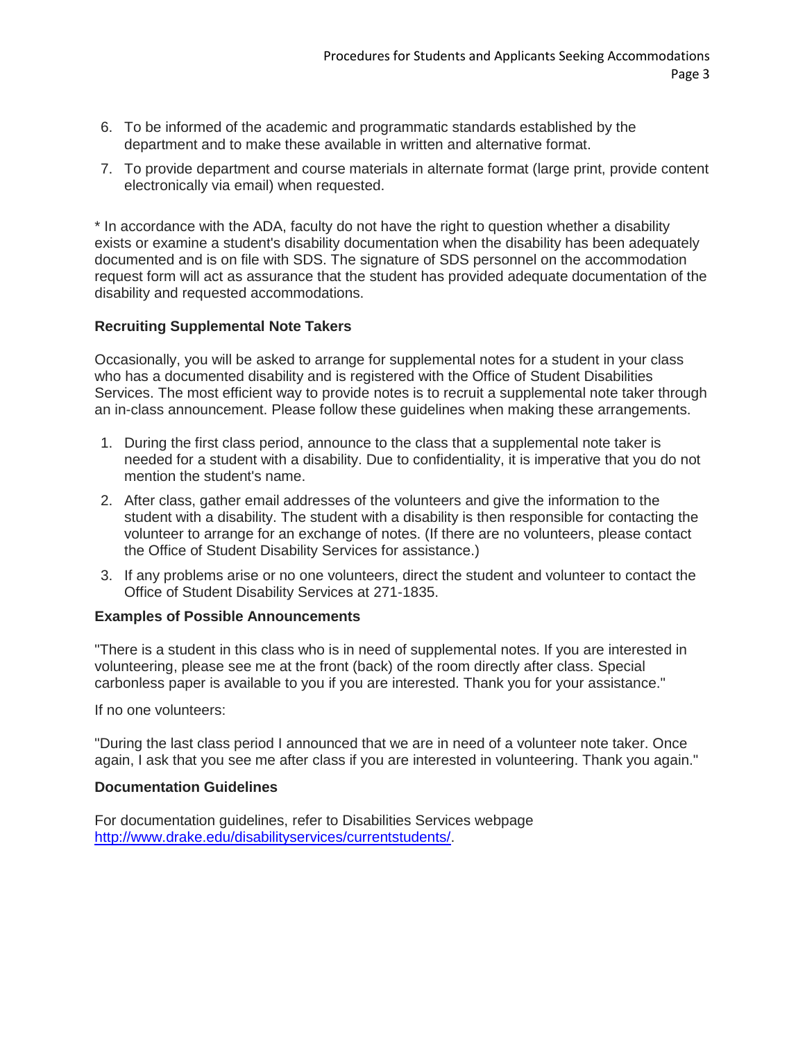6. To be informed of the academic and programmatic standards established by the department and to make these available in written and alternative format.
7. To provide department and course materials in alternate format (large print, provide content electronically via email) when requested.

* In accordance with the ADA, faculty do not have the right to question whether a disability exists or examine a student's disability documentation when the disability has been adequately documented and is on file with SDS. The signature of SDS personnel on the accommodation request form will act as assurance that the student has provided adequate documentation of the disability and requested accommodations.

**Recruiting Supplemental Note Takers**

Occasionally, you will be asked to arrange for supplemental notes for a student in your class who has a documented disability and is registered with the Office of Student Disabilities Services. The most efficient way to provide notes is to recruit a supplemental note taker through an in-class announcement. Please follow these guidelines when making these arrangements.

1. During the first class period, announce to the class that a supplemental note taker is needed for a student with a disability. Due to confidentiality, it is imperative that you do not mention the student's name.
2. After class, gather email addresses of the volunteers and give the information to the student with a disability. The student with a disability is then responsible for contacting the volunteer to arrange for an exchange of notes. (If there are no volunteers, please contact the Office of Student Disability Services for assistance.)
3. If any problems arise or no one volunteers, direct the student and volunteer to contact the Office of Student Disability Services at 271-1835.

**Examples of Possible Announcements**

"There is a student in this class who is in need of supplemental notes. If you are interested in volunteering, please see me at the front (back) of the room directly after class. Special carbonless paper is available to you if you are interested. Thank you for your assistance."

If no one volunteers:

"During the last class period I announced that we are in need of a volunteer note taker. Once again, I ask that you see me after class if you are interested in volunteering. Thank you again."

**Documentation Guidelines**

For documentation guidelines, refer to Disabilities Services webpage [http://www.drake.edu/disabilityservices/currentstudents/](http://www.drake.edu/disabilityservices/currentstudents/).